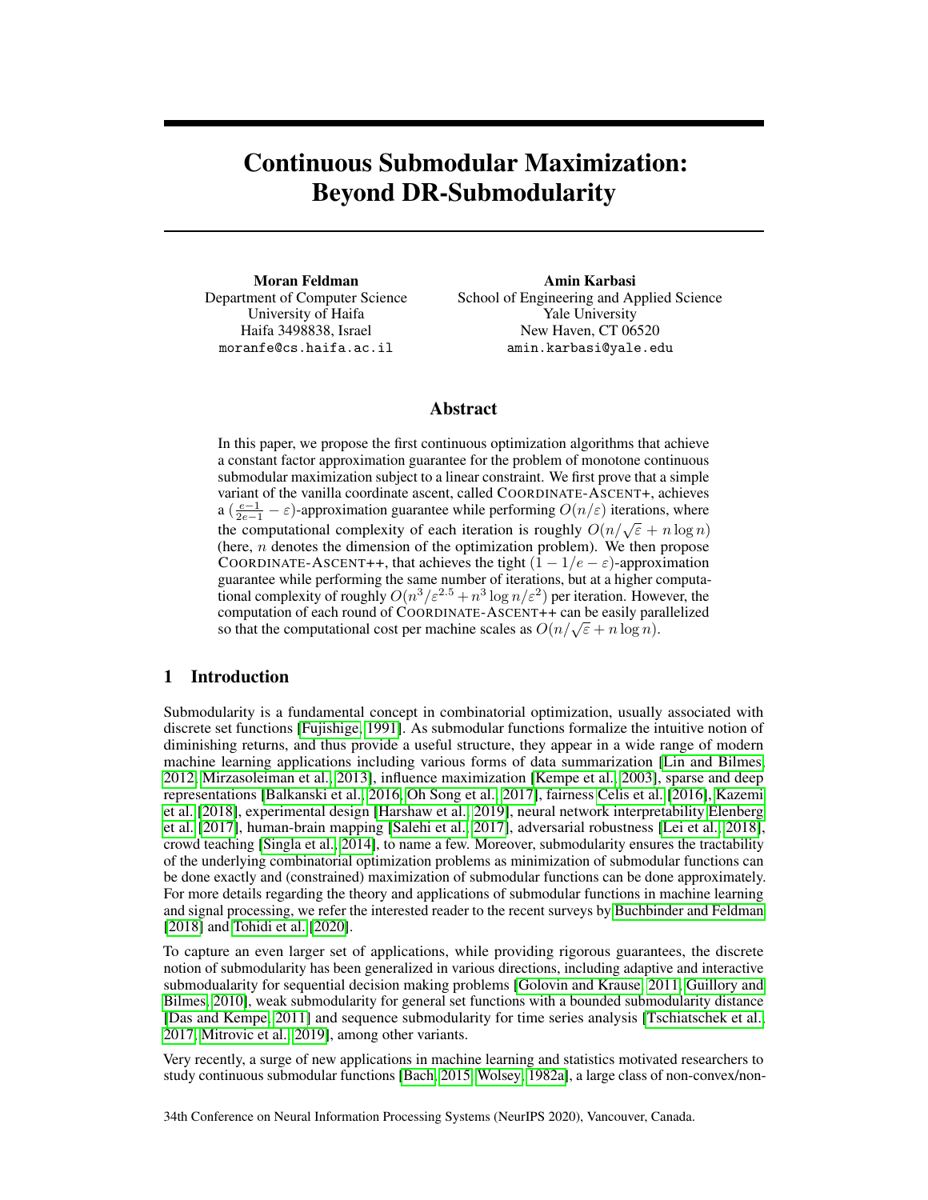# Continuous Submodular Maximization: Beyond DR-Submodularity

**Moran Feldman**
Department of Computer Science
University of Haifa
Haifa 3498838, Israel
moranfe@cs.haifa.ac.il

**Amin Karbasi**
School of Engineering and Applied Science
Yale University
New Haven, CT 06520
amin.karbasi@yale.edu

## Abstract

In this paper, we propose the first continuous optimization algorithms that achieve a constant factor approximation guarantee for the problem of monotone continuous submodular maximization subject to a linear constraint. We first prove that a simple variant of the vanilla coordinate ascent, called COORDINATE-ASCENT+, achieves a $(\frac{e-1}{2e-1} - \varepsilon)$-approximation guarantee while performing $O(n/\varepsilon)$ iterations, where the computational complexity of each iteration is roughly $O(n/\sqrt{\varepsilon} + n \log n)$ (here, $n$ denotes the dimension of the optimization problem). We then propose COORDINATE-ASCENT++, that achieves the tight $(1 - 1/e - \varepsilon)$-approximation guarantee while performing the same number of iterations, but at a higher computational complexity of roughly $O(n^3/\varepsilon^{2.5} + n^3 \log n/\varepsilon^2)$ per iteration. However, the computation of each round of COORDINATE-ASCENT++ can be easily parallelized so that the computational cost per machine scales as $O(n/\sqrt{\varepsilon} + n \log n)$.

## 1 Introduction

Submodularity is a fundamental concept in combinatorial optimization, usually associated with discrete set functions [Fujishige, 1991]. As submodular functions formalize the intuitive notion of diminishing returns, and thus provide a useful structure, they appear in a wide range of modern machine learning applications including various forms of data summarization [Lin and Bilmes, 2012, Mirzasoleiman et al., 2013], influence maximization [Kempe et al., 2003], sparse and deep representations [Balkanski et al., 2016, Oh Song et al., 2017], fairness Celis et al. [2016], Kazemi et al. [2018], experimental design [Harshaw et al., 2019], neural network interpretability Elenberg et al. [2017], human-brain mapping [Salehi et al., 2017], adversarial robustness [Lei et al., 2018], crowd teaching [Singla et al., 2014], to name a few. Moreover, submodularity ensures the tractability of the underlying combinatorial optimization problems as minimization of submodular functions can be done exactly and (constrained) maximization of submodular functions can be done approximately. For more details regarding the theory and applications of submodular functions in machine learning and signal processing, we refer the interested reader to the recent surveys by Buchbinder and Feldman [2018] and Tohidi et al. [2020].

To capture an even larger set of applications, while providing rigorous guarantees, the discrete notion of submodularity has been generalized in various directions, including adaptive and interactive submodualarity for sequential decision making problems [Golovin and Krause, 2011, Guillory and Bilmes, 2010], weak submodularity for general set functions with a bounded submodularity distance [Das and Kempe, 2011] and sequence submodularity for time series analysis [Tschiatschek et al., 2017, Mitrovic et al., 2019], among other variants.

Very recently, a surge of new applications in machine learning and statistics motivated researchers to study continuous submodular functions [Bach, 2015, Wolsey, 1982a], a large class of non-convex/non-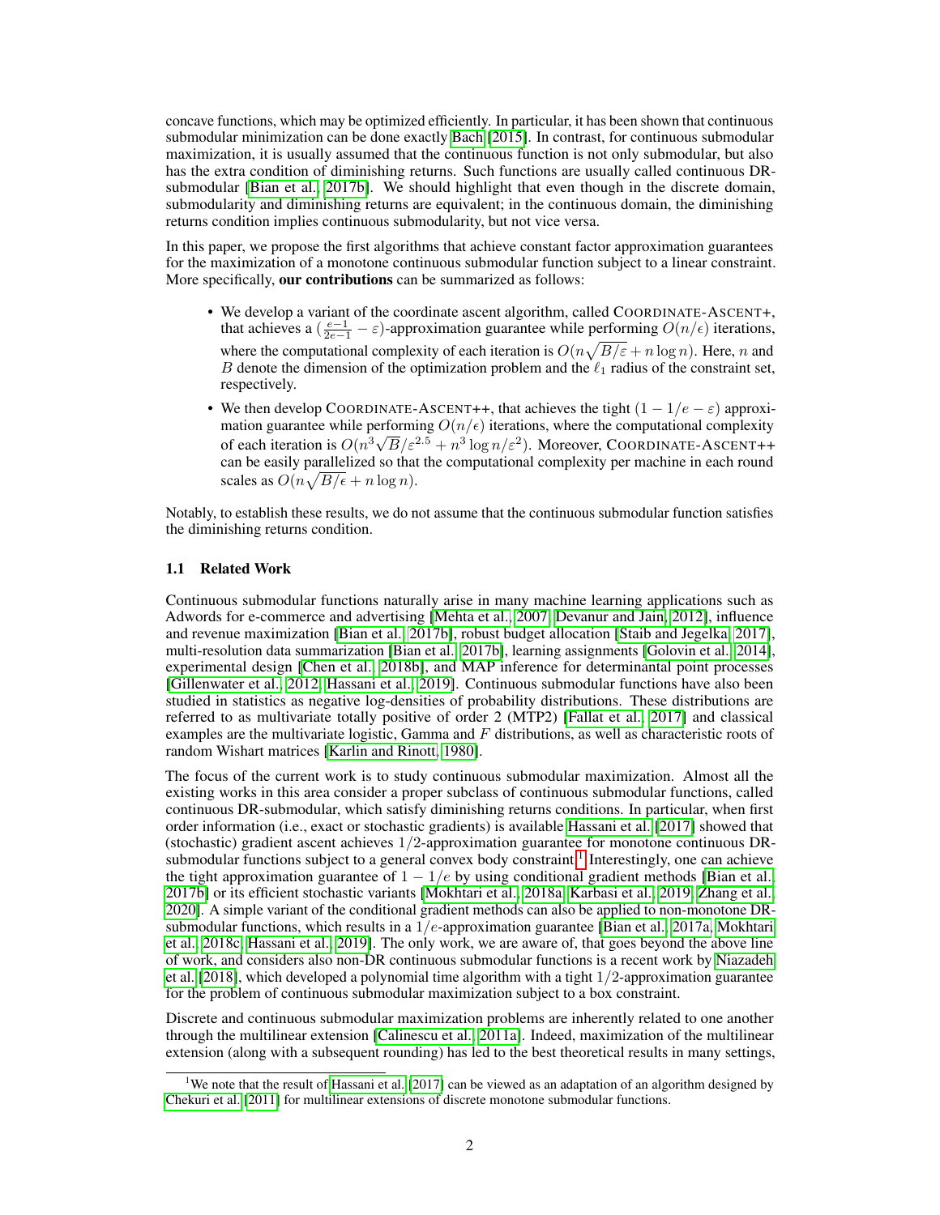concave functions, which may be optimized efficiently. In particular, it has been shown that continuous submodular minimization can be done exactly Bach [2015]. In contrast, for continuous submodular maximization, it is usually assumed that the continuous function is not only submodular, but also has the extra condition of diminishing returns. Such functions are usually called continuous DR-submodular [Bian et al., 2017b]. We should highlight that even though in the discrete domain, submodularity and diminishing returns are equivalent; in the continuous domain, the diminishing returns condition implies continuous submodularity, but not vice versa.

In this paper, we propose the first algorithms that achieve constant factor approximation guarantees for the maximization of a monotone continuous submodular function subject to a linear constraint. More specifically, **our contributions** can be summarized as follows:

- We develop a variant of the coordinate ascent algorithm, called COORDINATE-ASCENT+, that achieves a $(\frac{e-1}{2e-1} - \varepsilon)$-approximation guarantee while performing $O(n/\epsilon)$ iterations, where the computational complexity of each iteration is $O(n\sqrt{B/\varepsilon} + n \log n)$. Here, $n$ and $B$ denote the dimension of the optimization problem and the $\ell_1$ radius of the constraint set, respectively.
- We then develop COORDINATE-ASCENT++, that achieves the tight $(1 - 1/e - \varepsilon)$ approximation guarantee while performing $O(n/\epsilon)$ iterations, where the computational complexity of each iteration is $O(n^3\sqrt{B}/\varepsilon^{2.5} + n^3 \log n/\varepsilon^2)$. Moreover, COORDINATE-ASCENT++ can be easily parallelized so that the computational complexity per machine in each round scales as $O(n\sqrt{B/\epsilon} + n \log n)$.

Notably, to establish these results, we do not assume that the continuous submodular function satisfies the diminishing returns condition.

### 1.1 Related Work

Continuous submodular functions naturally arise in many machine learning applications such as Adwords for e-commerce and advertising [Mehta et al., 2007, Devanur and Jain, 2012], influence and revenue maximization [Bian et al., 2017b], robust budget allocation [Staib and Jegelka, 2017], multi-resolution data summarization [Bian et al., 2017b], learning assignments [Golovin et al., 2014], experimental design [Chen et al., 2018b], and MAP inference for determinantal point processes [Gillenwater et al., 2012, Hassani et al., 2019]. Continuous submodular functions have also been studied in statistics as negative log-densities of probability distributions. These distributions are referred to as multivariate totally positive of order 2 (MTP2) [Fallat et al., 2017] and classical examples are the multivariate logistic, Gamma and $F$ distributions, as well as characteristic roots of random Wishart matrices [Karlin and Rinott, 1980].

The focus of the current work is to study continuous submodular maximization. Almost all the existing works in this area consider a proper subclass of continuous submodular functions, called continuous DR-submodular, which satisfy diminishing returns conditions. In particular, when first order information (i.e., exact or stochastic gradients) is available Hassani et al. [2017] showed that (stochastic) gradient ascent achieves $1/2$-approximation guarantee for monotone continuous DR-submodular functions subject to a general convex body constraint.[1] Interestingly, one can achieve the tight approximation guarantee of $1 - 1/e$ by using conditional gradient methods [Bian et al., 2017b] or its efficient stochastic variants [Mokhtari et al., 2018a, Karbasi et al., 2019, Zhang et al., 2020]. A simple variant of the conditional gradient methods can also be applied to non-monotone DR-submodular functions, which results in a $1/e$-approximation guarantee [Bian et al., 2017a, Mokhtari et al., 2018c, Hassani et al., 2019]. The only work, we are aware of, that goes beyond the above line of work, and considers also non-DR continuous submodular functions is a recent work by Niazadeh et al. [2018], which developed a polynomial time algorithm with a tight $1/2$-approximation guarantee for the problem of continuous submodular maximization subject to a box constraint.

Discrete and continuous submodular maximization problems are inherently related to one another through the multilinear extension [Calinescu et al., 2011a]. Indeed, maximization of the multilinear extension (along with a subsequent rounding) has led to the best theoretical results in many settings,

[1] We note that the result of Hassani et al. [2017] can be viewed as an adaptation of an algorithm designed by Chekuri et al. [2011] for multilinear extensions of discrete monotone submodular functions.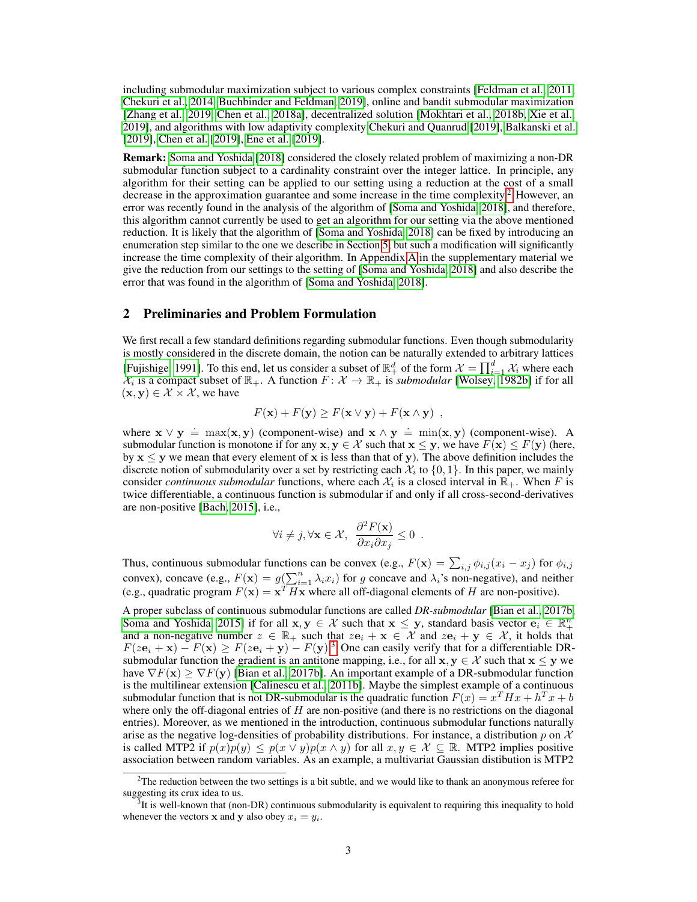including submodular maximization subject to various complex constraints [Feldman et al., 2011, Chekuri et al., 2014, Buchbinder and Feldman, 2019], online and bandit submodular maximization [Zhang et al., 2019, Chen et al., 2018a], decentralized solution [Mokhtari et al., 2018b, Xie et al., 2019], and algorithms with low adaptivity complexity Chekuri and Quanrud [2019], Balkanski et al. [2019], Chen et al. [2019], Ene et al. [2019].

**Remark:** Soma and Yoshida [2018] considered the closely related problem of maximizing a non-DR submodular function subject to a cardinality constraint over the integer lattice. In principle, any algorithm for their setting can be applied to our setting using a reduction at the cost of a small decrease in the approximation guarantee and some increase in the time complexity.[2] However, an error was recently found in the analysis of the algorithm of [Soma and Yoshida, 2018], and therefore, this algorithm cannot currently be used to get an algorithm for our setting via the above mentioned reduction. It is likely that the algorithm of [Soma and Yoshida, 2018] can be fixed by introducing an enumeration step similar to the one we describe in Section 5, but such a modification will significantly increase the time complexity of their algorithm. In Appendix A in the supplementary material we give the reduction from our settings to the setting of [Soma and Yoshida, 2018] and also describe the error that was found in the algorithm of [Soma and Yoshida, 2018].

## 2 Preliminaries and Problem Formulation

We first recall a few standard definitions regarding submodular functions. Even though submodularity is mostly considered in the discrete domain, the notion can be naturally extended to arbitrary lattices [Fujishige, 1991]. To this end, let us consider a subset of $\mathbb{R}^d_+$ of the form $\mathcal{X} = \prod_{i=1}^d \mathcal{X}_i$ where each $\mathcal{X}_i$ is a compact subset of $\mathbb{R}_+$. A function $F\colon \mathcal{X} \to \mathbb{R}_+$ is *submodular* [Wolsey, 1982b] if for all $(\mathbf{x}, \mathbf{y}) \in \mathcal{X} \times \mathcal{X}$, we have

$$F(\mathbf{x}) + F(\mathbf{y}) \geq F(\mathbf{x} \vee \mathbf{y}) + F(\mathbf{x} \wedge \mathbf{y}) \ ,$$

where $\mathbf{x} \vee \mathbf{y} \doteq \max(\mathbf{x}, \mathbf{y})$ (component-wise) and $\mathbf{x} \wedge \mathbf{y} \doteq \min(\mathbf{x}, \mathbf{y})$ (component-wise). A submodular function is monotone if for any $\mathbf{x}, \mathbf{y} \in \mathcal{X}$ such that $\mathbf{x} \leq \mathbf{y}$, we have $F(\mathbf{x}) \leq F(\mathbf{y})$ (here, by $\mathbf{x} \leq \mathbf{y}$ we mean that every element of $\mathbf{x}$ is less than that of $\mathbf{y}$). The above definition includes the discrete notion of submodularity over a set by restricting each $\mathcal{X}_i$ to $\{0, 1\}$. In this paper, we mainly consider *continuous submodular* functions, where each $\mathcal{X}_i$ is a closed interval in $\mathbb{R}_+$. When $F$ is twice differentiable, a continuous function is submodular if and only if all cross-second-derivatives are non-positive [Bach, 2015], i.e.,

$$\forall i \neq j, \forall \mathbf{x} \in \mathcal{X},\ \ \frac{\partial^2 F(\mathbf{x})}{\partial x_i \partial x_j} \leq 0 \ .$$

Thus, continuous submodular functions can be convex (e.g., $F(\mathbf{x}) = \sum_{i,j} \phi_{i,j}(x_i - x_j)$ for $\phi_{i,j}$ convex), concave (e.g., $F(\mathbf{x}) = g(\sum_{i=1}^n \lambda_i x_i)$ for $g$ concave and $\lambda_i$'s non-negative), and neither (e.g., quadratic program $F(\mathbf{x}) = \mathbf{x}^T H \mathbf{x}$ where all off-diagonal elements of $H$ are non-positive).

A proper subclass of continuous submodular functions are called *DR-submodular* [Bian et al., 2017b, Soma and Yoshida, 2015] if for all $\mathbf{x}, \mathbf{y} \in \mathcal{X}$ such that $\mathbf{x} \leq \mathbf{y}$, standard basis vector $\mathbf{e}_i \in \mathbb{R}^n_+$ and a non-negative number $z \in \mathbb{R}_+$ such that $z\mathbf{e}_i + \mathbf{x} \in \mathcal{X}$ and $z\mathbf{e}_i + \mathbf{y} \in \mathcal{X}$, it holds that $F(z\mathbf{e}_i + \mathbf{x}) - F(\mathbf{x}) \geq F(z\mathbf{e}_i + \mathbf{y}) - F(\mathbf{y})$.[3] One can easily verify that for a differentiable DR-submodular function the gradient is an antitone mapping, i.e., for all $\mathbf{x}, \mathbf{y} \in \mathcal{X}$ such that $\mathbf{x} \leq \mathbf{y}$ we have $\nabla F(\mathbf{x}) \geq \nabla F(\mathbf{y})$ [Bian et al., 2017b]. An important example of a DR-submodular function is the multilinear extension [Calinescu et al., 2011b]. Maybe the simplest example of a continuous submodular function that is not DR-submodular is the quadratic function $F(x) = x^T H x + h^T x + b$ where only the off-diagonal entries of $H$ are non-positive (and there is no restrictions on the diagonal entries). Moreover, as we mentioned in the introduction, continuous submodular functions naturally arise as the negative log-densities of probability distributions. For instance, a distribution $p$ on $\mathcal{X}$ is called MTP2 if $p(x)p(y) \leq p(x \vee y)p(x \wedge y)$ for all $x, y \in \mathcal{X} \subseteq \mathbb{R}$. MTP2 implies positive association between random variables. As an example, a multivariat Gaussian distibution is MTP2

[2] The reduction between the two settings is a bit subtle, and we would like to thank an anonymous referee for suggesting its crux idea to us.

[3] It is well-known that (non-DR) continuous submodularity is equivalent to requiring this inequality to hold whenever the vectors $\mathbf{x}$ and $\mathbf{y}$ also obey $x_i = y_i$.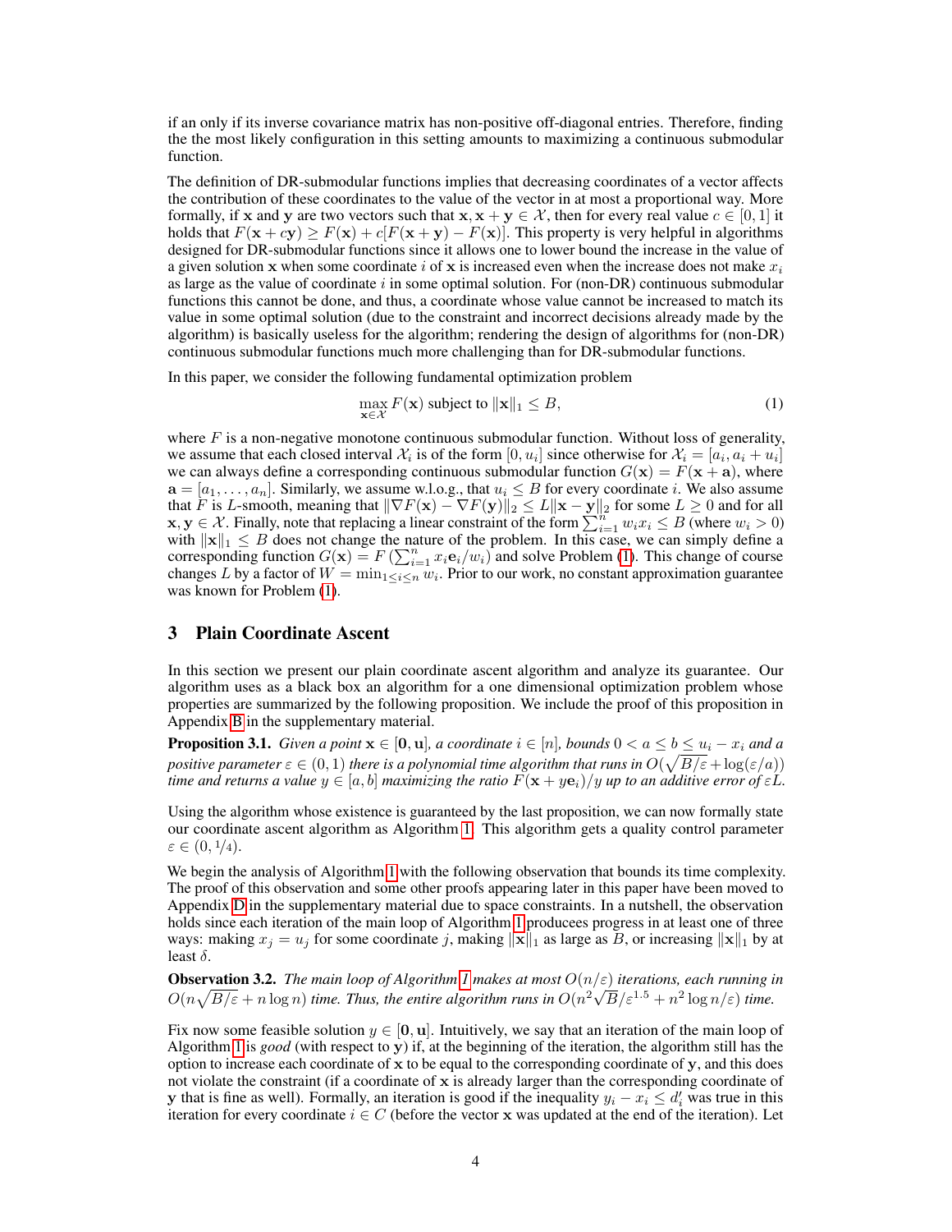if an only if its inverse covariance matrix has non-positive off-diagonal entries. Therefore, finding the the most likely configuration in this setting amounts to maximizing a continuous submodular function.

The definition of DR-submodular functions implies that decreasing coordinates of a vector affects the contribution of these coordinates to the value of the vector in at most a proportional way. More formally, if $\mathbf{x}$ and $\mathbf{y}$ are two vectors such that $\mathbf{x}, \mathbf{x} + \mathbf{y} \in \mathcal{X}$, then for every real value $c \in [0, 1]$ it holds that $F(\mathbf{x} + c\mathbf{y}) \geq F(\mathbf{x}) + c[F(\mathbf{x} + \mathbf{y}) - F(\mathbf{x})]$. This property is very helpful in algorithms designed for DR-submodular functions since it allows one to lower bound the increase in the value of a given solution $\mathbf{x}$ when some coordinate $i$ of $\mathbf{x}$ is increased even when the increase does not make $x_i$ as large as the value of coordinate $i$ in some optimal solution. For (non-DR) continuous submodular functions this cannot be done, and thus, a coordinate whose value cannot be increased to match its value in some optimal solution (due to the constraint and incorrect decisions already made by the algorithm) is basically useless for the algorithm; rendering the design of algorithms for (non-DR) continuous submodular functions much more challenging than for DR-submodular functions.

In this paper, we consider the following fundamental optimization problem

$$\max_{\mathbf{x} \in \mathcal{X}} F(\mathbf{x}) \text{ subject to } \|\mathbf{x}\|_1 \leq B, \tag{1}$$

where $F$ is a non-negative monotone continuous submodular function. Without loss of generality, we assume that each closed interval $\mathcal{X}_i$ is of the form $[0, u_i]$ since otherwise for $\mathcal{X}_i = [a_i, a_i + u_i]$ we can always define a corresponding continuous submodular function $G(\mathbf{x}) = F(\mathbf{x} + \mathbf{a})$, where $\mathbf{a} = [a_1, \ldots, a_n]$. Similarly, we assume w.l.o.g., that $u_i \leq B$ for every coordinate $i$. We also assume that $F$ is $L$-smooth, meaning that $\|\nabla F(\mathbf{x}) - \nabla F(\mathbf{y})\|_2 \leq L\|\mathbf{x} - \mathbf{y}\|_2$ for some $L \geq 0$ and for all $\mathbf{x}, \mathbf{y} \in \mathcal{X}$. Finally, note that replacing a linear constraint of the form $\sum_{i=1}^{n} w_i x_i \leq B$ (where $w_i > 0$) with $\|\mathbf{x}\|_1 \leq B$ does not change the nature of the problem. In this case, we can simply define a corresponding function $G(\mathbf{x}) = F\left(\sum_{i=1}^{n} x_i \mathbf{e}_i / w_i\right)$ and solve Problem (1). This change of course changes $L$ by a factor of $W = \min_{1 \leq i \leq n} w_i$. Prior to our work, no constant approximation guarantee was known for Problem (1).

## 3 Plain Coordinate Ascent

In this section we present our plain coordinate ascent algorithm and analyze its guarantee. Our algorithm uses as a black box an algorithm for a one dimensional optimization problem whose properties are summarized by the following proposition. We include the proof of this proposition in Appendix B in the supplementary material.

**Proposition 3.1.** *Given a point $\mathbf{x} \in [\mathbf{0}, \mathbf{u}]$, a coordinate $i \in [n]$, bounds $0 < a \leq b \leq u_i - x_i$ and a positive parameter $\varepsilon \in (0, 1)$ there is a polynomial time algorithm that runs in $O(\sqrt{B/\varepsilon} + \log(\varepsilon/a))$ time and returns a value $y \in [a, b]$ maximizing the ratio $F(\mathbf{x} + y\mathbf{e}_i)/y$ up to an additive error of $\varepsilon L$.*

Using the algorithm whose existence is guaranteed by the last proposition, we can now formally state our coordinate ascent algorithm as Algorithm 1. This algorithm gets a quality control parameter $\varepsilon \in (0, 1/4)$.

We begin the analysis of Algorithm 1 with the following observation that bounds its time complexity. The proof of this observation and some other proofs appearing later in this paper have been moved to Appendix D in the supplementary material due to space constraints. In a nutshell, the observation holds since each iteration of the main loop of Algorithm 1 producees progress in at least one of three ways: making $x_j = u_j$ for some coordinate $j$, making $\|\mathbf{x}\|_1$ as large as $B$, or increasing $\|\mathbf{x}\|_1$ by at least $\delta$.

**Observation 3.2.** *The main loop of Algorithm 1 makes at most $O(n/\varepsilon)$ iterations, each running in $O(n\sqrt{B/\varepsilon} + n \log n)$ time. Thus, the entire algorithm runs in $O(n^2\sqrt{B}/\varepsilon^{1.5} + n^2 \log n/\varepsilon)$ time.*

Fix now some feasible solution $y \in [\mathbf{0}, \mathbf{u}]$. Intuitively, we say that an iteration of the main loop of Algorithm 1 is *good* (with respect to $\mathbf{y}$) if, at the beginning of the iteration, the algorithm still has the option to increase each coordinate of $\mathbf{x}$ to be equal to the corresponding coordinate of $\mathbf{y}$, and this does not violate the constraint (if a coordinate of $\mathbf{x}$ is already larger than the corresponding coordinate of $\mathbf{y}$ that is fine as well). Formally, an iteration is good if the inequality $y_i - x_i \leq d'_i$ was true in this iteration for every coordinate $i \in C$ (before the vector $\mathbf{x}$ was updated at the end of the iteration). Let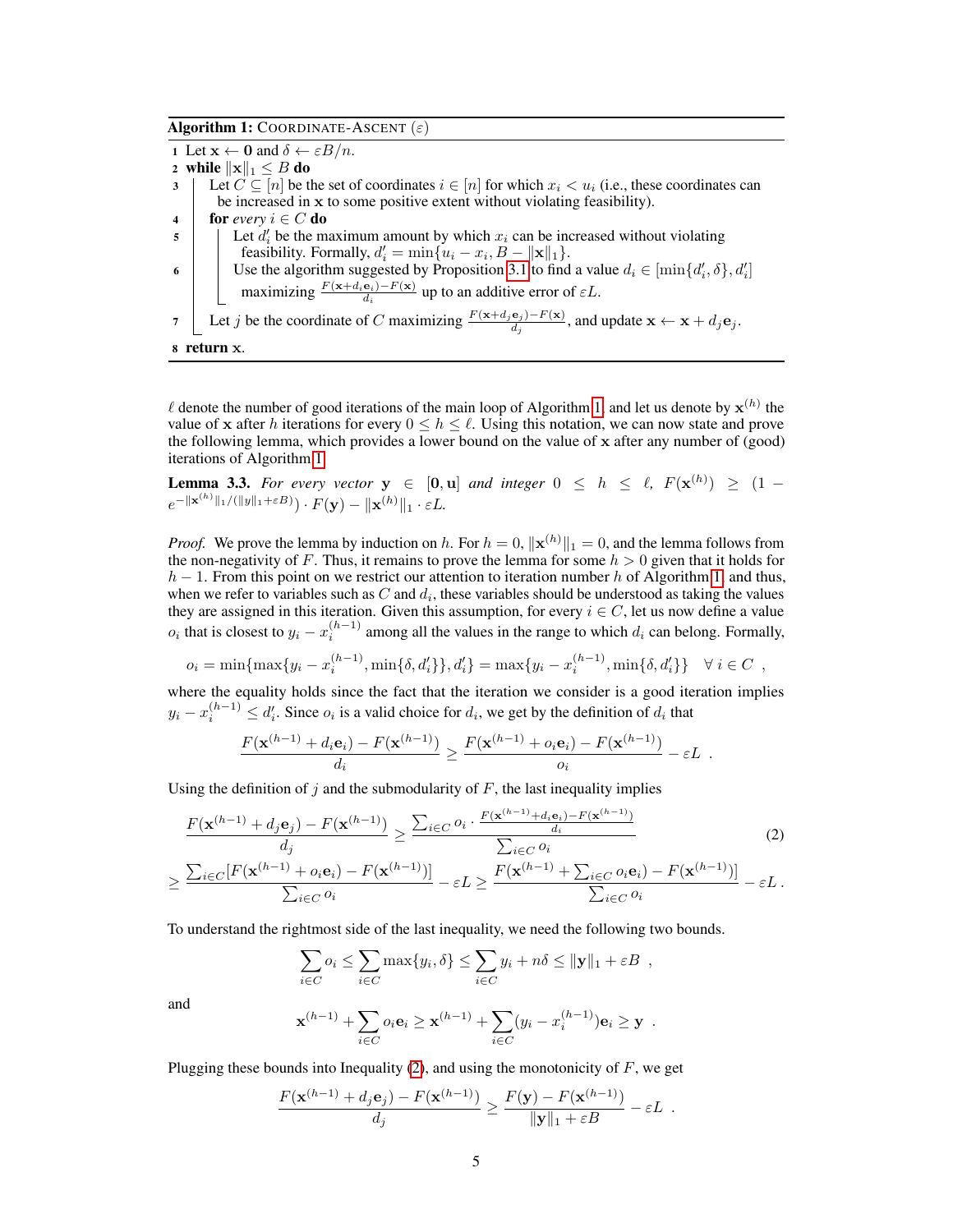**Algorithm 1:** COORDINATE-ASCENT $(\varepsilon)$

```
1 Let x ← 0 and δ ← εB/n.
2 while ‖x‖₁ ≤ B do
3     Let C ⊆ [n] be the set of coordinates i ∈ [n] for which x_i < u_i (i.e., these coordinates can
      be increased in x to some positive extent without violating feasibility).
4     for every i ∈ C do
5         Let d'_i be the maximum amount by which x_i can be increased without violating
          feasibility. Formally, d'_i = min{u_i − x_i, B − ‖x‖₁}.
6         Use the algorithm suggested by Proposition 3.1 to find a value d_i ∈ [min{d'_i, δ}, d'_i]
          maximizing (F(x + d_i e_i) − F(x))/d_i up to an additive error of εL.
7     Let j be the coordinate of C maximizing (F(x + d_j e_j) − F(x))/d_j, and update x ← x + d_j e_j.
8 return x.
```

$\ell$ denote the number of good iterations of the main loop of Algorithm 1, and let us denote by $\mathbf{x}^{(h)}$ the value of $\mathbf{x}$ after $h$ iterations for every $0 \leq h \leq \ell$. Using this notation, we can now state and prove the following lemma, which provides a lower bound on the value of $\mathbf{x}$ after any number of (good) iterations of Algorithm 1.

**Lemma 3.3.** *For every vector $\mathbf{y} \in [\mathbf{0}, \mathbf{u}]$ and integer $0 \leq h \leq \ell$, $F(\mathbf{x}^{(h)}) \geq (1 - e^{-\|\mathbf{x}^{(h)}\|_1/(\|y\|_1 + \varepsilon B)}) \cdot F(\mathbf{y}) - \|\mathbf{x}^{(h)}\|_1 \cdot \varepsilon L$.*

*Proof.* We prove the lemma by induction on $h$. For $h = 0$, $\|\mathbf{x}^{(h)}\|_1 = 0$, and the lemma follows from the non-negativity of $F$. Thus, it remains to prove the lemma for some $h > 0$ given that it holds for $h - 1$. From this point on we restrict our attention to iteration number $h$ of Algorithm 1, and thus, when we refer to variables such as $C$ and $d_i$, these variables should be understood as taking the values they are assigned in this iteration. Given this assumption, for every $i \in C$, let us now define a value $o_i$ that is closest to $y_i - x_i^{(h-1)}$ among all the values in the range to which $d_i$ can belong. Formally,

$$o_i = \min\{\max\{y_i - x_i^{(h-1)}, \min\{\delta, d'_i\}\}, d'_i\} = \max\{y_i - x_i^{(h-1)}, \min\{\delta, d'_i\}\} \quad \forall\, i \in C \enspace,$$

where the equality holds since the fact that the iteration we consider is a good iteration implies $y_i - x_i^{(h-1)} \leq d'_i$. Since $o_i$ is a valid choice for $d_i$, we get by the definition of $d_i$ that

$$\frac{F(\mathbf{x}^{(h-1)} + d_i \mathbf{e}_i) - F(\mathbf{x}^{(h-1)})}{d_i} \geq \frac{F(\mathbf{x}^{(h-1)} + o_i \mathbf{e}_i) - F(\mathbf{x}^{(h-1)})}{o_i} - \varepsilon L \enspace.$$

Using the definition of $j$ and the submodularity of $F$, the last inequality implies

$$\begin{aligned}\frac{F(\mathbf{x}^{(h-1)} + d_j \mathbf{e}_j) - F(\mathbf{x}^{(h-1)})}{d_j} &\geq \frac{\sum_{i \in C} o_i \cdot \frac{F(\mathbf{x}^{(h-1)} + d_i \mathbf{e}_i) - F(\mathbf{x}^{(h-1)})}{d_i}}{\sum_{i \in C} o_i} \\ \geq \frac{\sum_{i \in C}[F(\mathbf{x}^{(h-1)} + o_i \mathbf{e}_i) - F(\mathbf{x}^{(h-1)})]}{\sum_{i \in C} o_i} - \varepsilon L &\geq \frac{F(\mathbf{x}^{(h-1)} + \sum_{i \in C} o_i \mathbf{e}_i) - F(\mathbf{x}^{(h-1)})]}{\sum_{i \in C} o_i} - \varepsilon L \,.\end{aligned} \tag{2}$$

To understand the rightmost side of the last inequality, we need the following two bounds.

$$\sum_{i \in C} o_i \leq \sum_{i \in C} \max\{y_i, \delta\} \leq \sum_{i \in C} y_i + n\delta \leq \|\mathbf{y}\|_1 + \varepsilon B \enspace,$$

and

$$\mathbf{x}^{(h-1)} + \sum_{i \in C} o_i \mathbf{e}_i \geq \mathbf{x}^{(h-1)} + \sum_{i \in C} (y_i - x_i^{(h-1)}) \mathbf{e}_i \geq \mathbf{y} \enspace.$$

Plugging these bounds into Inequality (2), and using the monotonicity of $F$, we get

$$\frac{F(\mathbf{x}^{(h-1)} + d_j \mathbf{e}_j) - F(\mathbf{x}^{(h-1)})}{d_j} \geq \frac{F(\mathbf{y}) - F(\mathbf{x}^{(h-1)})}{\|\mathbf{y}\|_1 + \varepsilon B} - \varepsilon L \enspace.$$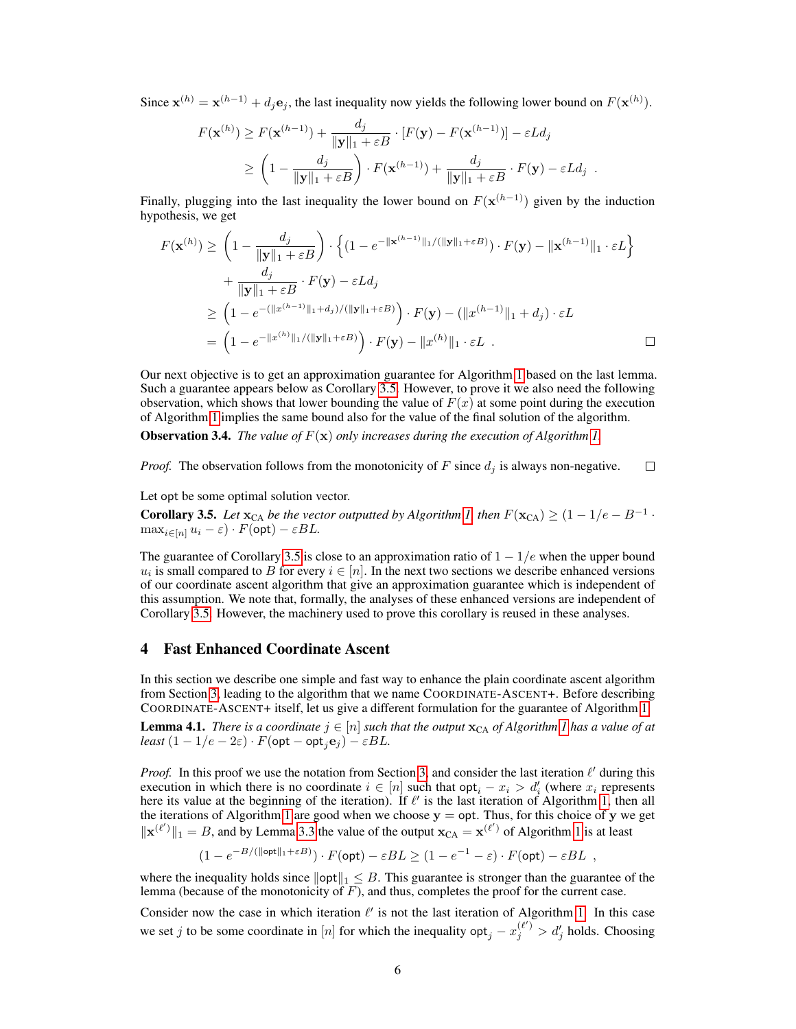Since $\mathbf{x}^{(h)} = \mathbf{x}^{(h-1)} + d_j \mathbf{e}_j$, the last inequality now yields the following lower bound on $F(\mathbf{x}^{(h)})$.

$$
\begin{aligned}
F(\mathbf{x}^{(h)}) &\geq F(\mathbf{x}^{(h-1)}) + \frac{d_j}{\|\mathbf{y}\|_1 + \varepsilon B} \cdot [F(\mathbf{y}) - F(\mathbf{x}^{(h-1)})] - \varepsilon L d_j \\
&\geq \left(1 - \frac{d_j}{\|\mathbf{y}\|_1 + \varepsilon B}\right) \cdot F(\mathbf{x}^{(h-1)}) + \frac{d_j}{\|\mathbf{y}\|_1 + \varepsilon B} \cdot F(\mathbf{y}) - \varepsilon L d_j \enspace .
\end{aligned}
$$

Finally, plugging into the last inequality the lower bound on $F(\mathbf{x}^{(h-1)})$ given by the induction hypothesis, we get

$$
\begin{aligned}
F(\mathbf{x}^{(h)}) \geq{}& \left(1 - \frac{d_j}{\|\mathbf{y}\|_1 + \varepsilon B}\right) \cdot \left\{(1 - e^{-\|\mathbf{x}^{(h-1)}\|_1/(\|\mathbf{y}\|_1 + \varepsilon B)}) \cdot F(\mathbf{y}) - \|\mathbf{x}^{(h-1)}\|_1 \cdot \varepsilon L\right\} \\
&+ \frac{d_j}{\|\mathbf{y}\|_1 + \varepsilon B} \cdot F(\mathbf{y}) - \varepsilon L d_j \\
\geq{}& \left(1 - e^{-(\|x^{(h-1)}\|_1 + d_j)/(\|\mathbf{y}\|_1 + \varepsilon B)}\right) \cdot F(\mathbf{y}) - (\|x^{(h-1)}\|_1 + d_j) \cdot \varepsilon L \\
={}& \left(1 - e^{-\|x^{(h)}\|_1/(\|\mathbf{y}\|_1 + \varepsilon B)}\right) \cdot F(\mathbf{y}) - \|x^{(h)}\|_1 \cdot \varepsilon L \enspace . \qquad \square
\end{aligned}
$$

Our next objective is to get an approximation guarantee for Algorithm 1 based on the last lemma. Such a guarantee appears below as Corollary 3.5. However, to prove it we also need the following observation, which shows that lower bounding the value of $F(x)$ at some point during the execution of Algorithm 1 implies the same bound also for the value of the final solution of the algorithm.

**Observation 3.4.** *The value of $F(\mathbf{x})$ only increases during the execution of Algorithm 1.*

*Proof.* The observation follows from the monotonicity of $F$ since $d_j$ is always non-negative. $\square$

Let $\mathsf{opt}$ be some optimal solution vector.

**Corollary 3.5.** *Let $\mathbf{x}_{\text{CA}}$ be the vector outputted by Algorithm 1, then $F(\mathbf{x}_{\text{CA}}) \geq (1 - 1/e - B^{-1} \cdot \max_{i \in [n]} u_i - \varepsilon) \cdot F(\mathsf{opt}) - \varepsilon BL$.*

The guarantee of Corollary 3.5 is close to an approximation ratio of $1 - 1/e$ when the upper bound $u_i$ is small compared to $B$ for every $i \in [n]$. In the next two sections we describe enhanced versions of our coordinate ascent algorithm that give an approximation guarantee which is independent of this assumption. We note that, formally, the analyses of these enhanced versions are independent of Corollary 3.5. However, the machinery used to prove this corollary is reused in these analyses.

# 4 Fast Enhanced Coordinate Ascent

In this section we describe one simple and fast way to enhance the plain coordinate ascent algorithm from Section 3, leading to the algorithm that we name COORDINATE-ASCENT+. Before describing COORDINATE-ASCENT+ itself, let us give a different formulation for the guarantee of Algorithm 1.

**Lemma 4.1.** *There is a coordinate $j \in [n]$ such that the output $\mathbf{x}_{\text{CA}}$ of Algorithm 1 has a value of at least $(1 - 1/e - 2\varepsilon) \cdot F(\mathsf{opt} - \mathsf{opt}_j \mathbf{e}_j) - \varepsilon BL$.*

*Proof.* In this proof we use the notation from Section 3, and consider the last iteration $\ell'$ during this execution in which there is no coordinate $i \in [n]$ such that $\mathsf{opt}_i - x_i > d'_i$ (where $x_i$ represents here its value at the beginning of the iteration). If $\ell'$ is the last iteration of Algorithm 1, then all the iterations of Algorithm 1 are good when we choose $\mathbf{y} = \mathsf{opt}$. Thus, for this choice of $\mathbf{y}$ we get $\|\mathbf{x}^{(\ell')}\|_1 = B$, and by Lemma 3.3 the value of the output $\mathbf{x}_{\text{CA}} = \mathbf{x}^{(\ell')}$ of Algorithm 1 is at least

$$
(1 - e^{-B/(\|\mathsf{opt}\|_1 + \varepsilon B)}) \cdot F(\mathsf{opt}) - \varepsilon BL \geq (1 - e^{-1} - \varepsilon) \cdot F(\mathsf{opt}) - \varepsilon BL \enspace ,
$$

where the inequality holds since $\|\mathsf{opt}\|_1 \leq B$. This guarantee is stronger than the guarantee of the lemma (because of the monotonicity of $F$), and thus, completes the proof for the current case.

Consider now the case in which iteration $\ell'$ is not the last iteration of Algorithm 1. In this case we set $j$ to be some coordinate in $[n]$ for which the inequality $\mathsf{opt}_j - x_j^{(\ell')} > d'_j$ holds. Choosing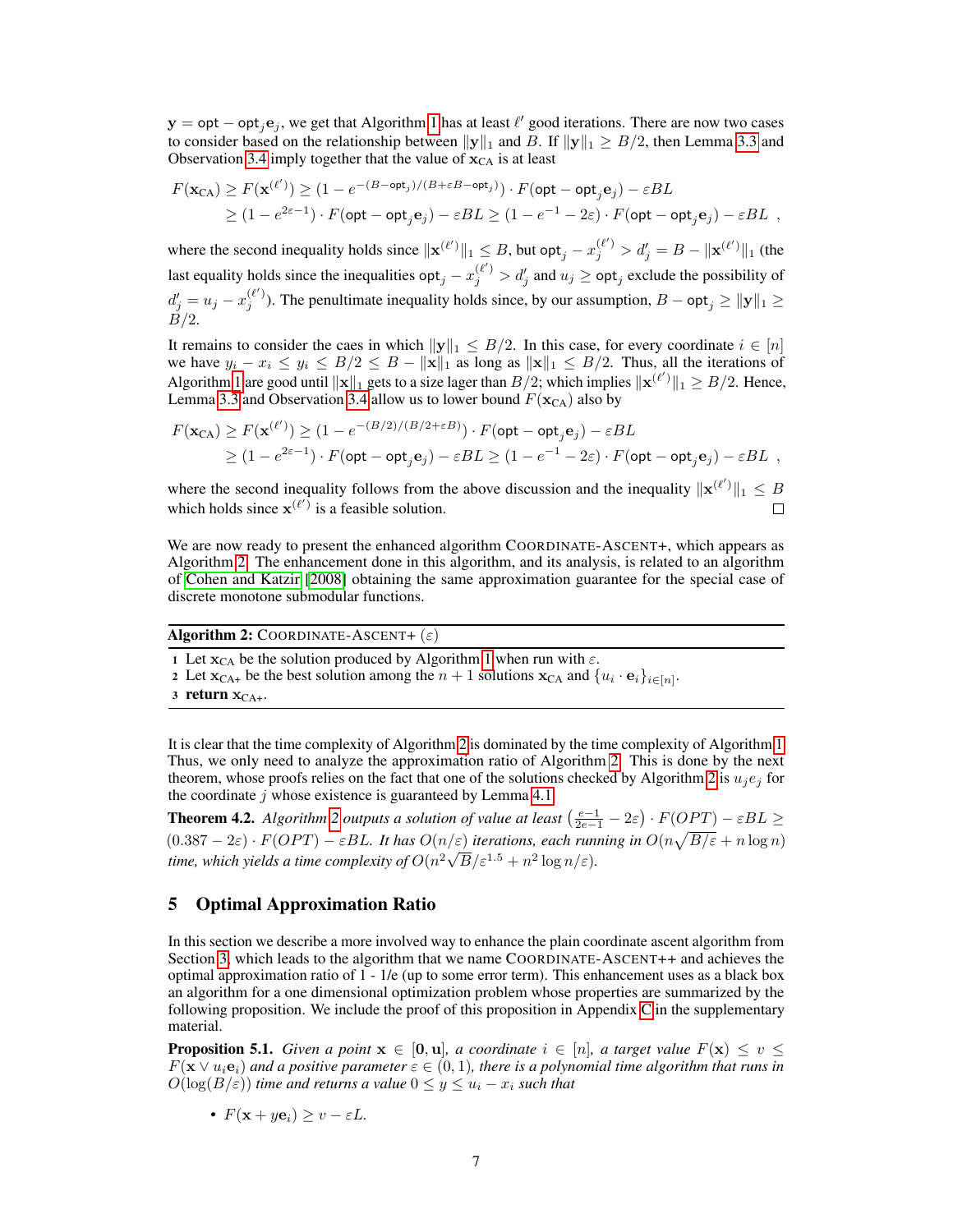$\mathbf{y} = \mathsf{opt} - \mathsf{opt}_j \mathbf{e}_j$, we get that Algorithm 1 has at least $\ell'$ good iterations. There are now two cases to consider based on the relationship between $\|\mathbf{y}\|_1$ and $B$. If $\|\mathbf{y}\|_1 \geq B/2$, then Lemma 3.3 and Observation 3.4 imply together that the value of $\mathbf{x}_{\text{CA}}$ is at least

$$
\begin{aligned}
F(\mathbf{x}_{\text{CA}}) &\geq F(\mathbf{x}^{(\ell')}) \geq (1 - e^{-(B-\mathsf{opt}_j)/(B+\varepsilon B-\mathsf{opt}_j)}) \cdot F(\mathsf{opt} - \mathsf{opt}_j \mathbf{e}_j) - \varepsilon BL \\
&\geq (1 - e^{2\varepsilon - 1}) \cdot F(\mathsf{opt} - \mathsf{opt}_j \mathbf{e}_j) - \varepsilon BL \geq (1 - e^{-1} - 2\varepsilon) \cdot F(\mathsf{opt} - \mathsf{opt}_j \mathbf{e}_j) - \varepsilon BL \enspace ,
\end{aligned}
$$

where the second inequality holds since $\|\mathbf{x}^{(\ell')}\|_1 \leq B$, but $\mathsf{opt}_j - x_j^{(\ell')} > d'_j = B - \|\mathbf{x}^{(\ell')}\|_1$ (the last equality holds since the inequalities $\mathsf{opt}_j - x_j^{(\ell')} > d'_j$ and $u_j \geq \mathsf{opt}_j$ exclude the possibility of $d'_j = u_j - x_j^{(\ell')}$). The penultimate inequality holds since, by our assumption, $B - \mathsf{opt}_j \geq \|\mathbf{y}\|_1 \geq B/2$.

It remains to consider the caes in which $\|\mathbf{y}\|_1 \leq B/2$. In this case, for every coordinate $i \in [n]$ we have $y_i - x_i \leq y_i \leq B/2 \leq B - \|\mathbf{x}\|_1$ as long as $\|\mathbf{x}\|_1 \leq B/2$. Thus, all the iterations of Algorithm 1 are good until $\|\mathbf{x}\|_1$ gets to a size lager than $B/2$; which implies $\|\mathbf{x}^{(\ell')}\|_1 \geq B/2$. Hence, Lemma 3.3 and Observation 3.4 allow us to lower bound $F(\mathbf{x}_{\text{CA}})$ also by

$$
\begin{aligned}
F(\mathbf{x}_{\text{CA}}) &\geq F(\mathbf{x}^{(\ell')}) \geq (1 - e^{-(B/2)/(B/2+\varepsilon B)}) \cdot F(\mathsf{opt} - \mathsf{opt}_j \mathbf{e}_j) - \varepsilon BL \\
&\geq (1 - e^{2\varepsilon - 1}) \cdot F(\mathsf{opt} - \mathsf{opt}_j \mathbf{e}_j) - \varepsilon BL \geq (1 - e^{-1} - 2\varepsilon) \cdot F(\mathsf{opt} - \mathsf{opt}_j \mathbf{e}_j) - \varepsilon BL \enspace ,
\end{aligned}
$$

where the second inequality follows from the above discussion and the inequality $\|\mathbf{x}^{(\ell')}\|_1 \leq B$ which holds since $\mathbf{x}^{(\ell')}$ is a feasible solution. □

We are now ready to present the enhanced algorithm Coordinate-Ascent+, which appears as Algorithm 2. The enhancement done in this algorithm, and its analysis, is related to an algorithm of Cohen and Katzir [2008] obtaining the same approximation guarantee for the special case of discrete monotone submodular functions.

**Algorithm 2:** Coordinate-Ascent+ ($\varepsilon$)

1. Let $\mathbf{x}_{\text{CA}}$ be the solution produced by Algorithm 1 when run with $\varepsilon$.
2. Let $\mathbf{x}_{\text{CA+}}$ be the best solution among the $n + 1$ solutions $\mathbf{x}_{\text{CA}}$ and $\{u_i \cdot \mathbf{e}_i\}_{i \in [n]}$.
3. **return** $\mathbf{x}_{\text{CA+}}$.

It is clear that the time complexity of Algorithm 2 is dominated by the time complexity of Algorithm 1. Thus, we only need to analyze the approximation ratio of Algorithm 2. This is done by the next theorem, whose proofs relies on the fact that one of the solutions checked by Algorithm 2 is $u_j e_j$ for the coordinate $j$ whose existence is guaranteed by Lemma 4.1.

**Theorem 4.2.** *Algorithm 2 outputs a solution of value at least* $\left(\frac{e-1}{2e-1} - 2\varepsilon\right) \cdot F(OPT) - \varepsilon BL \geq (0.387 - 2\varepsilon) \cdot F(OPT) - \varepsilon BL$. *It has* $O(n/\varepsilon)$ *iterations, each running in* $O(n\sqrt{B/\varepsilon} + n \log n)$ *time, which yields a time complexity of* $O(n^2\sqrt{B}/\varepsilon^{1.5} + n^2 \log n/\varepsilon)$.

## 5 Optimal Approximation Ratio

In this section we describe a more involved way to enhance the plain coordinate ascent algorithm from Section 3, which leads to the algorithm that we name Coordinate-Ascent++ and achieves the optimal approximation ratio of 1 - 1/e (up to some error term). This enhancement uses as a black box an algorithm for a one dimensional optimization problem whose properties are summarized by the following proposition. We include the proof of this proposition in Appendix C in the supplementary material.

**Proposition 5.1.** *Given a point* $\mathbf{x} \in [\mathbf{0}, \mathbf{u}]$, *a coordinate* $i \in [n]$, *a target value* $F(\mathbf{x}) \leq v \leq F(\mathbf{x} \vee u_i \mathbf{e}_i)$ *and a positive parameter* $\varepsilon \in (0, 1)$, *there is a polynomial time algorithm that runs in* $O(\log(B/\varepsilon))$ *time and returns a value* $0 \leq y \leq u_i - x_i$ *such that*

- $F(\mathbf{x} + y\mathbf{e}_i) \geq v - \varepsilon L$.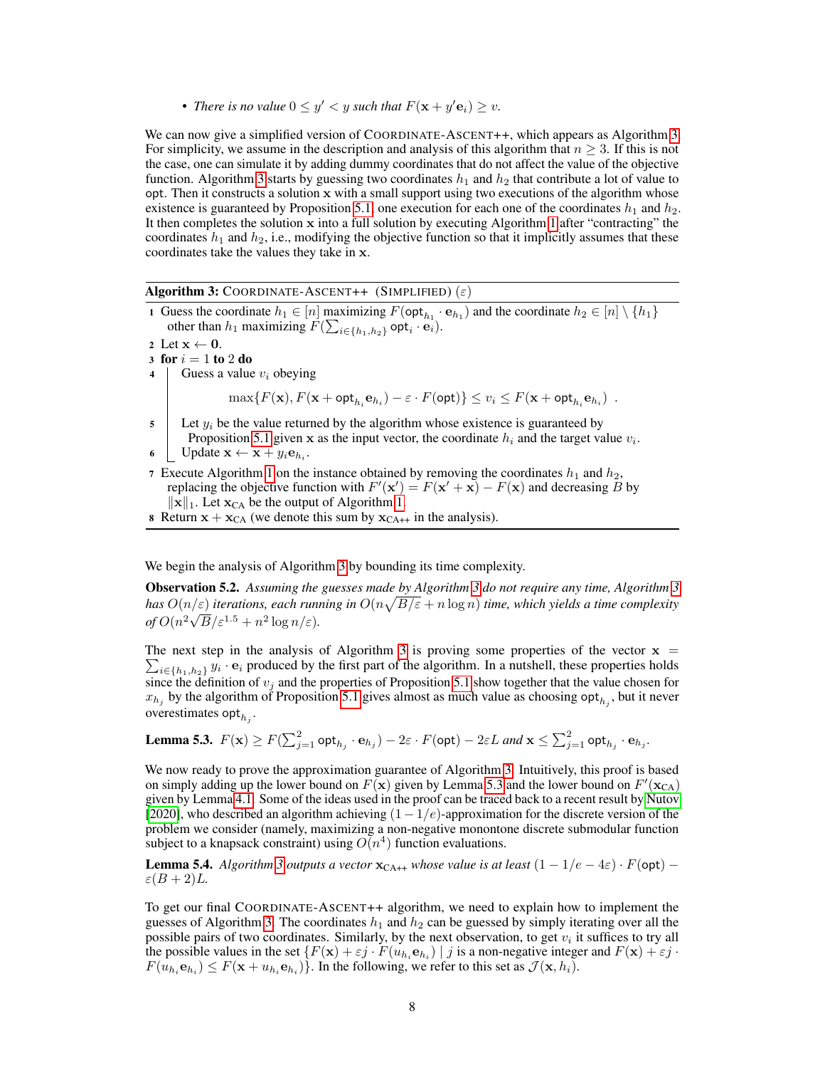- *There is no value $0 \leq y' < y$ such that $F(\mathbf{x} + y'\mathbf{e}_i) \geq v$.*

We can now give a simplified version of COORDINATE-ASCENT++, which appears as Algorithm 3. For simplicity, we assume in the description and analysis of this algorithm that $n \geq 3$. If this is not the case, one can simulate it by adding dummy coordinates that do not affect the value of the objective function. Algorithm 3 starts by guessing two coordinates $h_1$ and $h_2$ that contribute a lot of value to $\mathsf{opt}$. Then it constructs a solution $\mathbf{x}$ with a small support using two executions of the algorithm whose existence is guaranteed by Proposition 5.1, one execution for each one of the coordinates $h_1$ and $h_2$. It then completes the solution $\mathbf{x}$ into a full solution by executing Algorithm 1 after "contracting" the coordinates $h_1$ and $h_2$, i.e., modifying the objective function so that it implicitly assumes that these coordinates take the values they take in $\mathbf{x}$.

**Algorithm 3:** COORDINATE-ASCENT++ (SIMPLIFIED) ($\varepsilon$)

1. Guess the coordinate $h_1 \in [n]$ maximizing $F(\mathsf{opt}_{h_1} \cdot \mathbf{e}_{h_1})$ and the coordinate $h_2 \in [n] \setminus \{h_1\}$ other than $h_1$ maximizing $F(\sum_{i \in \{h_1, h_2\}} \mathsf{opt}_i \cdot \mathbf{e}_i)$.
2. Let $\mathbf{x} \leftarrow \mathbf{0}$.
3. **for** $i = 1$ **to** $2$ **do**
4. &nbsp;&nbsp;&nbsp;&nbsp;Guess a value $v_i$ obeying
$$\max\{F(\mathbf{x}), F(\mathbf{x} + \mathsf{opt}_{h_i}\mathbf{e}_{h_i}) - \varepsilon \cdot F(\mathsf{opt})\} \leq v_i \leq F(\mathbf{x} + \mathsf{opt}_{h_i}\mathbf{e}_{h_i}) \ .$$
5. &nbsp;&nbsp;&nbsp;&nbsp;Let $y_i$ be the value returned by the algorithm whose existence is guaranteed by Proposition 5.1 given $\mathbf{x}$ as the input vector, the coordinate $h_i$ and the target value $v_i$.
6. &nbsp;&nbsp;&nbsp;&nbsp;Update $\mathbf{x} \leftarrow \mathbf{x} + y_i \mathbf{e}_{h_i}$.
7. Execute Algorithm 1 on the instance obtained by removing the coordinates $h_1$ and $h_2$, replacing the objective function with $F'(\mathbf{x}') = F(\mathbf{x}' + \mathbf{x}) - F(\mathbf{x})$ and decreasing $B$ by $\|\mathbf{x}\|_1$. Let $\mathbf{x}_{\text{CA}}$ be the output of Algorithm 1.
8. Return $\mathbf{x} + \mathbf{x}_{\text{CA}}$ (we denote this sum by $\mathbf{x}_{\text{CA++}}$ in the analysis).

We begin the analysis of Algorithm 3 by bounding its time complexity.

**Observation 5.2.** *Assuming the guesses made by Algorithm 3 do not require any time, Algorithm 3 has $O(n/\varepsilon)$ iterations, each running in $O(n\sqrt{B/\varepsilon} + n \log n)$ time, which yields a time complexity of $O(n^2\sqrt{B}/\varepsilon^{1.5} + n^2 \log n/\varepsilon)$.*

The next step in the analysis of Algorithm 3 is proving some properties of the vector $\mathbf{x} = \sum_{i \in \{h_1, h_2\}} y_i \cdot \mathbf{e}_i$ produced by the first part of the algorithm. In a nutshell, these properties holds since the definition of $v_j$ and the properties of Proposition 5.1 show together that the value chosen for $x_{h_j}$ by the algorithm of Proposition 5.1 gives almost as much value as choosing $\mathsf{opt}_{h_j}$, but it never overestimates $\mathsf{opt}_{h_j}$.

**Lemma 5.3.** $F(\mathbf{x}) \geq F(\sum_{j=1}^{2} \mathsf{opt}_{h_j} \cdot \mathbf{e}_{h_j}) - 2\varepsilon \cdot F(\mathsf{opt}) - 2\varepsilon L$ *and* $\mathbf{x} \leq \sum_{j=1}^{2} \mathsf{opt}_{h_j} \cdot \mathbf{e}_{h_j}$.

We now ready to prove the approximation guarantee of Algorithm 3. Intuitively, this proof is based on simply adding up the lower bound on $F(\mathbf{x})$ given by Lemma 5.3 and the lower bound on $F'(\mathbf{x}_{\text{CA}})$ given by Lemma 4.1. Some of the ideas used in the proof can be traced back to a recent result by Nutov [2020], who described an algorithm achieving $(1 - 1/e)$-approximation for the discrete version of the problem we consider (namely, maximizing a non-negative monontone discrete submodular function subject to a knapsack constraint) using $O(n^4)$ function evaluations.

**Lemma 5.4.** *Algorithm 3 outputs a vector $\mathbf{x}_{\text{CA++}}$ whose value is at least $(1 - 1/e - 4\varepsilon) \cdot F(\mathsf{opt}) - \varepsilon(B + 2)L$.*

To get our final COORDINATE-ASCENT++ algorithm, we need to explain how to implement the guesses of Algorithm 3. The coordinates $h_1$ and $h_2$ can be guessed by simply iterating over all the possible pairs of two coordinates. Similarly, by the next observation, to get $v_i$ it suffices to try all the possible values in the set $\{F(\mathbf{x}) + \varepsilon j \cdot F(u_{h_i}\mathbf{e}_{h_i}) \mid j \text{ is a non-negative integer and } F(\mathbf{x}) + \varepsilon j \cdot F(u_{h_i}\mathbf{e}_{h_i}) \leq F(\mathbf{x} + u_{h_i}\mathbf{e}_{h_i})\}$. In the following, we refer to this set as $\mathcal{J}(\mathbf{x}, h_i)$.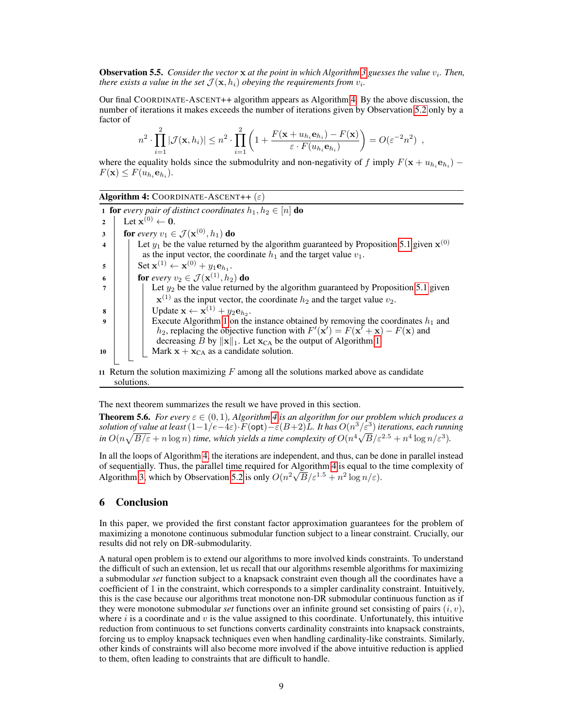**Observation 5.5.** *Consider the vector* $\mathbf{x}$ *at the point in which Algorithm 3 guesses the value* $v_i$*. Then, there exists a value in the set* $\mathcal{J}(\mathbf{x}, h_i)$ *obeying the requirements from* $v_i$*.*

Our final COORDINATE-ASCENT++ algorithm appears as Algorithm 4. By the above discussion, the number of iterations it makes exceeds the number of iterations given by Observation 5.2 only by a factor of

$$n^2 \cdot \prod_{i=1}^{2} |\mathcal{J}(\mathbf{x}, h_i)| \leq n^2 \cdot \prod_{i=1}^{2} \left(1 + \frac{F(\mathbf{x} + u_{h_i}\mathbf{e}_{h_i}) - F(\mathbf{x})}{\varepsilon \cdot F(u_{h_i}\mathbf{e}_{h_i})}\right) = O(\varepsilon^{-2} n^2) \enspace ,$$

where the equality holds since the submodulrity and non-negativity of $f$ imply $F(\mathbf{x} + u_{h_i}\mathbf{e}_{h_i}) - F(\mathbf{x}) \leq F(u_{h_i}\mathbf{e}_{h_i})$.

**Algorithm 4:** COORDINATE-ASCENT++ $(\varepsilon)$

```
1  for every pair of distinct coordinates h_1, h_2 ∈ [n] do
2      Let x^(0) ← 0.
3      for every v_1 ∈ J(x^(0), h_1) do
4          Let y_1 be the value returned by the algorithm guaranteed by Proposition 5.1 given x^(0)
           as the input vector, the coordinate h_1 and the target value v_1.
5          Set x^(1) ← x^(0) + y_1 e_{h_1}.
6          for every v_2 ∈ J(x^(1), h_2) do
7              Let y_2 be the value returned by the algorithm guaranteed by Proposition 5.1 given
               x^(1) as the input vector, the coordinate h_2 and the target value v_2.
8              Update x ← x^(1) + y_2 e_{h_2}.
9              Execute Algorithm 1 on the instance obtained by removing the coordinates h_1 and
               h_2, replacing the objective function with F'(x') = F(x' + x) − F(x) and
               decreasing B by ||x||_1. Let x_CA be the output of Algorithm 1.
10             Mark x + x_CA as a candidate solution.
11 Return the solution maximizing F among all the solutions marked above as candidate
   solutions.
```

The next theorem summarizes the result we have proved in this section.

**Theorem 5.6.** *For every* $\varepsilon \in (0, 1)$*, Algorithm 4 is an algorithm for our problem which produces a solution of value at least* $(1 - 1/e - 4\varepsilon) \cdot F(\mathsf{opt}) - \varepsilon(B+2)L$*. It has* $O(n^3/\varepsilon^3)$ *iterations, each running in* $O(n\sqrt{B/\varepsilon} + n \log n)$ *time, which yields a time complexity of* $O(n^4\sqrt{B}/\varepsilon^{2.5} + n^4 \log n/\varepsilon^3)$*.*

In all the loops of Algorithm 4, the iterations are independent, and thus, can be done in parallel instead of sequentially. Thus, the parallel time required for Algorithm 4 is equal to the time complexity of Algorithm 3, which by Observation 5.2 is only $O(n^2\sqrt{B}/\varepsilon^{1.5} + n^2 \log n/\varepsilon)$.

## 6 Conclusion

In this paper, we provided the first constant factor approximation guarantees for the problem of maximizing a monotone continuous submodular function subject to a linear constraint. Crucially, our results did not rely on DR-submodularity.

A natural open problem is to extend our algorithms to more involved kinds constraints. To understand the difficult of such an extension, let us recall that our algorithms resemble algorithms for maximizing a submodular *set* function subject to a knapsack constraint even though all the coordinates have a coefficient of 1 in the constraint, which corresponds to a simpler cardinality constraint. Intuitively, this is the case because our algorithms treat monotone non-DR submodular continuous function as if they were monotone submodular *set* functions over an infinite ground set consisting of pairs $(i, v)$, where $i$ is a coordinate and $v$ is the value assigned to this coordinate. Unfortunately, this intuitive reduction from continuous to set functions converts cardinality constraints into knapsack constraints, forcing us to employ knapsack techniques even when handling cardinality-like constraints. Similarly, other kinds of constraints will also become more involved if the above intuitive reduction is applied to them, often leading to constraints that are difficult to handle.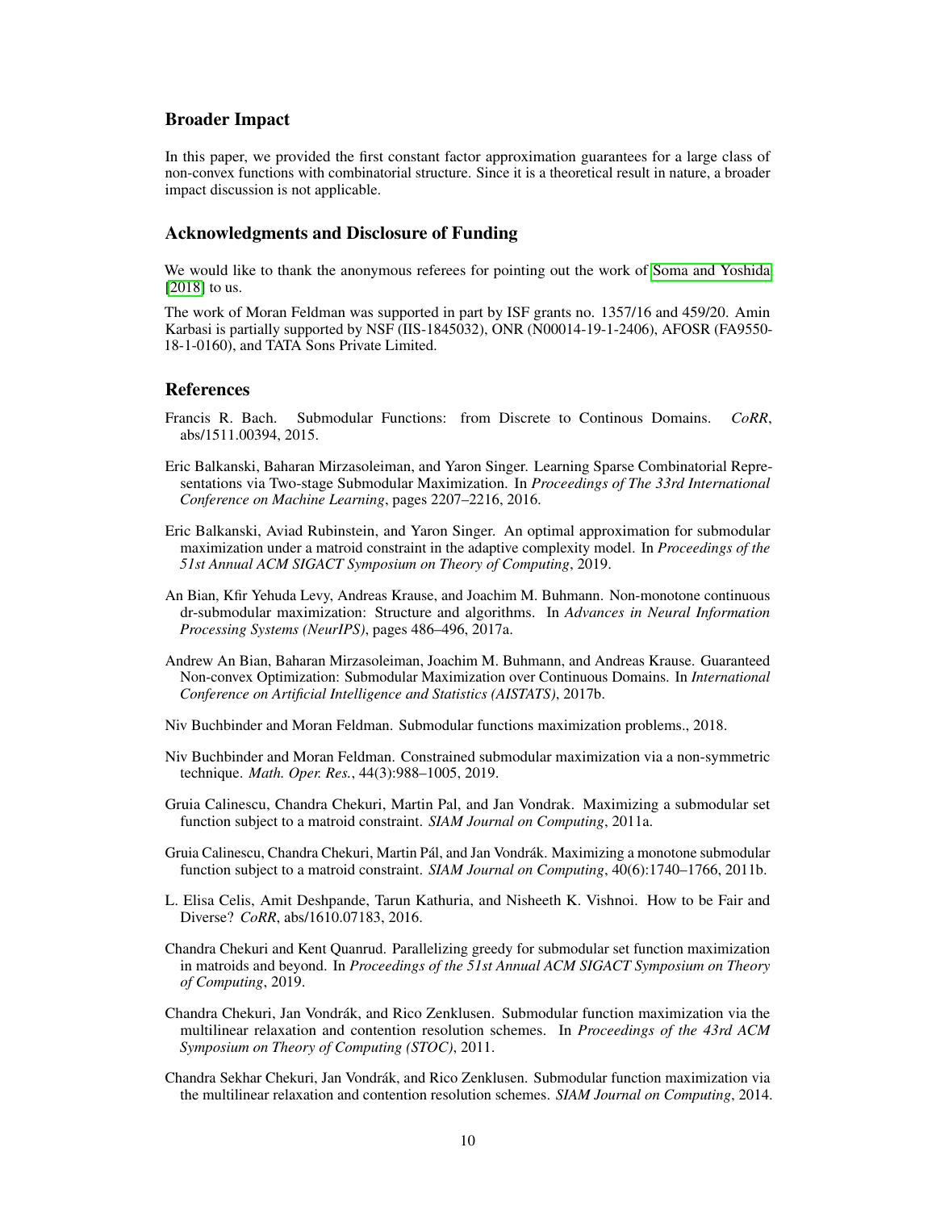## Broader Impact

In this paper, we provided the first constant factor approximation guarantees for a large class of non-convex functions with combinatorial structure. Since it is a theoretical result in nature, a broader impact discussion is not applicable.

## Acknowledgments and Disclosure of Funding

We would like to thank the anonymous referees for pointing out the work of Soma and Yoshida [2018] to us.

The work of Moran Feldman was supported in part by ISF grants no. 1357/16 and 459/20. Amin Karbasi is partially supported by NSF (IIS-1845032), ONR (N00014-19-1-2406), AFOSR (FA9550-18-1-0160), and TATA Sons Private Limited.

## References

Francis R. Bach. Submodular Functions: from Discrete to Continous Domains. *CoRR*, abs/1511.00394, 2015.

Eric Balkanski, Baharan Mirzasoleiman, and Yaron Singer. Learning Sparse Combinatorial Representations via Two-stage Submodular Maximization. In *Proceedings of The 33rd International Conference on Machine Learning*, pages 2207–2216, 2016.

Eric Balkanski, Aviad Rubinstein, and Yaron Singer. An optimal approximation for submodular maximization under a matroid constraint in the adaptive complexity model. In *Proceedings of the 51st Annual ACM SIGACT Symposium on Theory of Computing*, 2019.

An Bian, Kfir Yehuda Levy, Andreas Krause, and Joachim M. Buhmann. Non-monotone continuous dr-submodular maximization: Structure and algorithms. In *Advances in Neural Information Processing Systems (NeurIPS)*, pages 486–496, 2017a.

Andrew An Bian, Baharan Mirzasoleiman, Joachim M. Buhmann, and Andreas Krause. Guaranteed Non-convex Optimization: Submodular Maximization over Continuous Domains. In *International Conference on Artificial Intelligence and Statistics (AISTATS)*, 2017b.

Niv Buchbinder and Moran Feldman. Submodular functions maximization problems., 2018.

Niv Buchbinder and Moran Feldman. Constrained submodular maximization via a non-symmetric technique. *Math. Oper. Res.*, 44(3):988–1005, 2019.

Gruia Calinescu, Chandra Chekuri, Martin Pal, and Jan Vondrak. Maximizing a submodular set function subject to a matroid constraint. *SIAM Journal on Computing*, 2011a.

Gruia Calinescu, Chandra Chekuri, Martin Pál, and Jan Vondrák. Maximizing a monotone submodular function subject to a matroid constraint. *SIAM Journal on Computing*, 40(6):1740–1766, 2011b.

L. Elisa Celis, Amit Deshpande, Tarun Kathuria, and Nisheeth K. Vishnoi. How to be Fair and Diverse? *CoRR*, abs/1610.07183, 2016.

Chandra Chekuri and Kent Quanrud. Parallelizing greedy for submodular set function maximization in matroids and beyond. In *Proceedings of the 51st Annual ACM SIGACT Symposium on Theory of Computing*, 2019.

Chandra Chekuri, Jan Vondrák, and Rico Zenklusen. Submodular function maximization via the multilinear relaxation and contention resolution schemes. In *Proceedings of the 43rd ACM Symposium on Theory of Computing (STOC)*, 2011.

Chandra Sekhar Chekuri, Jan Vondrák, and Rico Zenklusen. Submodular function maximization via the multilinear relaxation and contention resolution schemes. *SIAM Journal on Computing*, 2014.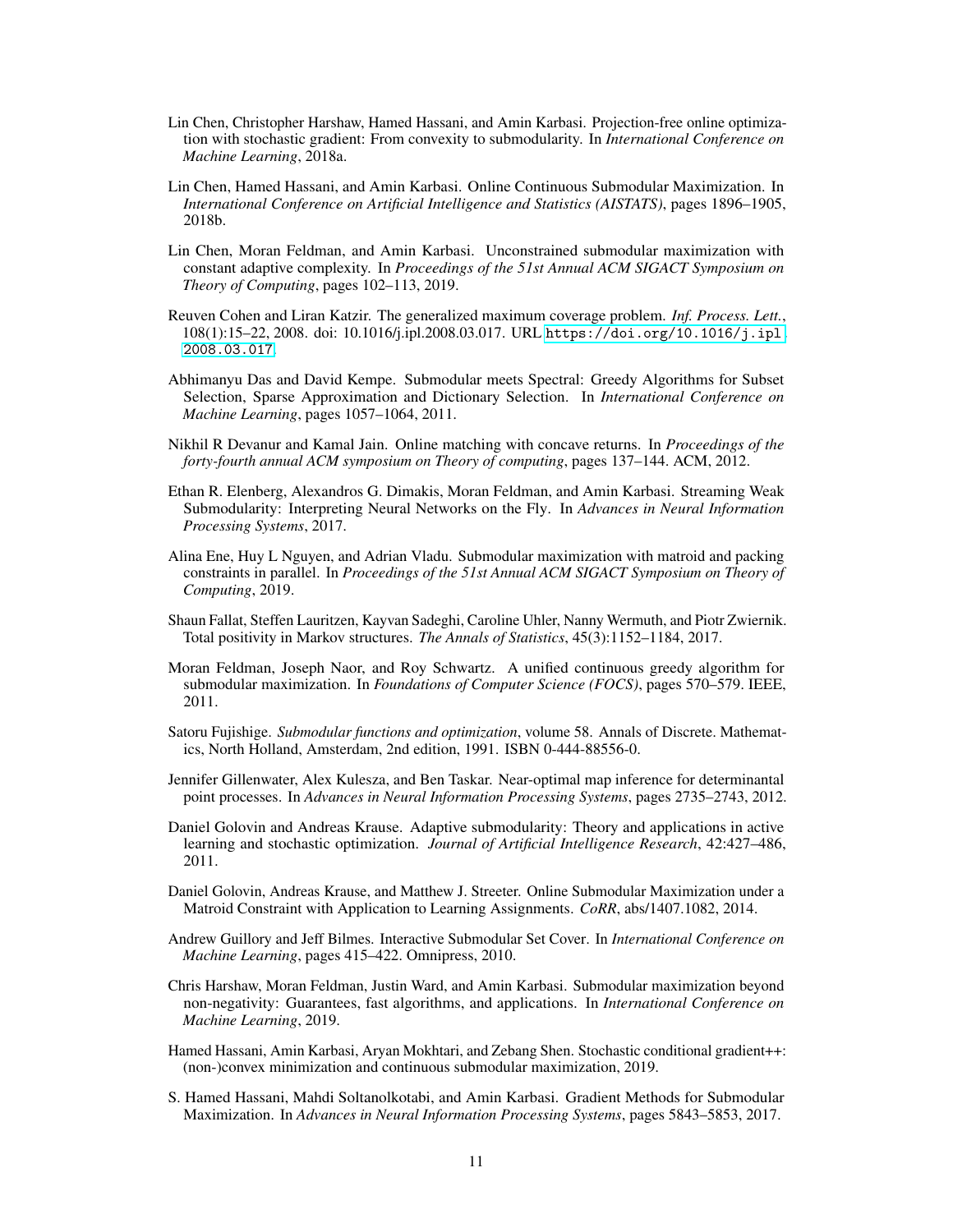Lin Chen, Christopher Harshaw, Hamed Hassani, and Amin Karbasi. Projection-free online optimization with stochastic gradient: From convexity to submodularity. In *International Conference on Machine Learning*, 2018a.

Lin Chen, Hamed Hassani, and Amin Karbasi. Online Continuous Submodular Maximization. In *International Conference on Artificial Intelligence and Statistics (AISTATS)*, pages 1896–1905, 2018b.

Lin Chen, Moran Feldman, and Amin Karbasi. Unconstrained submodular maximization with constant adaptive complexity. In *Proceedings of the 51st Annual ACM SIGACT Symposium on Theory of Computing*, pages 102–113, 2019.

Reuven Cohen and Liran Katzir. The generalized maximum coverage problem. *Inf. Process. Lett.*, 108(1):15–22, 2008. doi: 10.1016/j.ipl.2008.03.017. URL https://doi.org/10.1016/j.ipl.2008.03.017.

Abhimanyu Das and David Kempe. Submodular meets Spectral: Greedy Algorithms for Subset Selection, Sparse Approximation and Dictionary Selection. In *International Conference on Machine Learning*, pages 1057–1064, 2011.

Nikhil R Devanur and Kamal Jain. Online matching with concave returns. In *Proceedings of the forty-fourth annual ACM symposium on Theory of computing*, pages 137–144. ACM, 2012.

Ethan R. Elenberg, Alexandros G. Dimakis, Moran Feldman, and Amin Karbasi. Streaming Weak Submodularity: Interpreting Neural Networks on the Fly. In *Advances in Neural Information Processing Systems*, 2017.

Alina Ene, Huy L Nguyen, and Adrian Vladu. Submodular maximization with matroid and packing constraints in parallel. In *Proceedings of the 51st Annual ACM SIGACT Symposium on Theory of Computing*, 2019.

Shaun Fallat, Steffen Lauritzen, Kayvan Sadeghi, Caroline Uhler, Nanny Wermuth, and Piotr Zwiernik. Total positivity in Markov structures. *The Annals of Statistics*, 45(3):1152–1184, 2017.

Moran Feldman, Joseph Naor, and Roy Schwartz. A unified continuous greedy algorithm for submodular maximization. In *Foundations of Computer Science (FOCS)*, pages 570–579. IEEE, 2011.

Satoru Fujishige. *Submodular functions and optimization*, volume 58. Annals of Discrete. Mathematics, North Holland, Amsterdam, 2nd edition, 1991. ISBN 0-444-88556-0.

Jennifer Gillenwater, Alex Kulesza, and Ben Taskar. Near-optimal map inference for determinantal point processes. In *Advances in Neural Information Processing Systems*, pages 2735–2743, 2012.

Daniel Golovin and Andreas Krause. Adaptive submodularity: Theory and applications in active learning and stochastic optimization. *Journal of Artificial Intelligence Research*, 42:427–486, 2011.

Daniel Golovin, Andreas Krause, and Matthew J. Streeter. Online Submodular Maximization under a Matroid Constraint with Application to Learning Assignments. *CoRR*, abs/1407.1082, 2014.

Andrew Guillory and Jeff Bilmes. Interactive Submodular Set Cover. In *International Conference on Machine Learning*, pages 415–422. Omnipress, 2010.

Chris Harshaw, Moran Feldman, Justin Ward, and Amin Karbasi. Submodular maximization beyond non-negativity: Guarantees, fast algorithms, and applications. In *International Conference on Machine Learning*, 2019.

Hamed Hassani, Amin Karbasi, Aryan Mokhtari, and Zebang Shen. Stochastic conditional gradient++: (non-)convex minimization and continuous submodular maximization, 2019.

S. Hamed Hassani, Mahdi Soltanolkotabi, and Amin Karbasi. Gradient Methods for Submodular Maximization. In *Advances in Neural Information Processing Systems*, pages 5843–5853, 2017.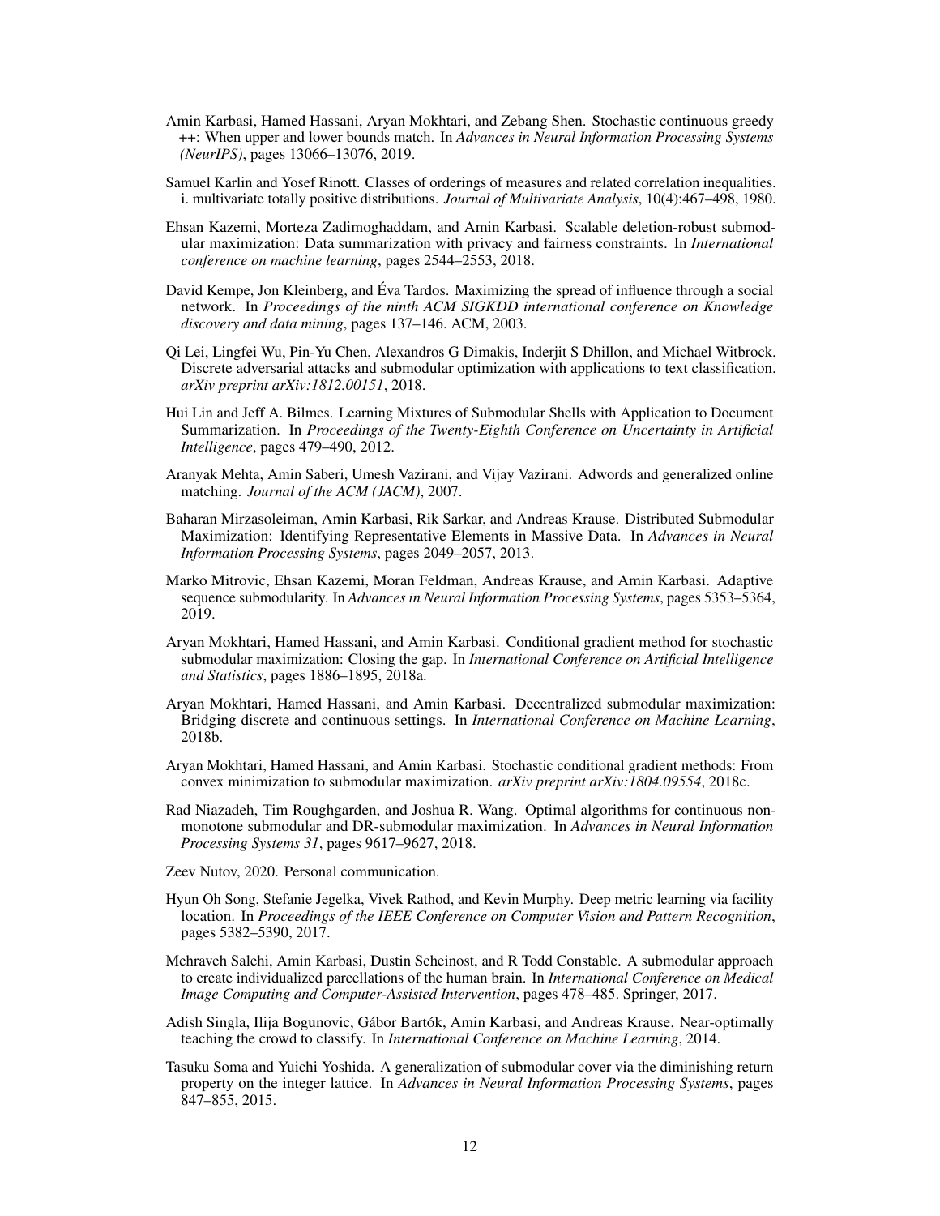Amin Karbasi, Hamed Hassani, Aryan Mokhtari, and Zebang Shen. Stochastic continuous greedy ++: When upper and lower bounds match. In *Advances in Neural Information Processing Systems (NeurIPS)*, pages 13066–13076, 2019.

Samuel Karlin and Yosef Rinott. Classes of orderings of measures and related correlation inequalities. i. multivariate totally positive distributions. *Journal of Multivariate Analysis*, 10(4):467–498, 1980.

Ehsan Kazemi, Morteza Zadimoghaddam, and Amin Karbasi. Scalable deletion-robust submodular maximization: Data summarization with privacy and fairness constraints. In *International conference on machine learning*, pages 2544–2553, 2018.

David Kempe, Jon Kleinberg, and Éva Tardos. Maximizing the spread of influence through a social network. In *Proceedings of the ninth ACM SIGKDD international conference on Knowledge discovery and data mining*, pages 137–146. ACM, 2003.

Qi Lei, Lingfei Wu, Pin-Yu Chen, Alexandros G Dimakis, Inderjit S Dhillon, and Michael Witbrock. Discrete adversarial attacks and submodular optimization with applications to text classification. *arXiv preprint arXiv:1812.00151*, 2018.

Hui Lin and Jeff A. Bilmes. Learning Mixtures of Submodular Shells with Application to Document Summarization. In *Proceedings of the Twenty-Eighth Conference on Uncertainty in Artificial Intelligence*, pages 479–490, 2012.

Aranyak Mehta, Amin Saberi, Umesh Vazirani, and Vijay Vazirani. Adwords and generalized online matching. *Journal of the ACM (JACM)*, 2007.

Baharan Mirzasoleiman, Amin Karbasi, Rik Sarkar, and Andreas Krause. Distributed Submodular Maximization: Identifying Representative Elements in Massive Data. In *Advances in Neural Information Processing Systems*, pages 2049–2057, 2013.

Marko Mitrovic, Ehsan Kazemi, Moran Feldman, Andreas Krause, and Amin Karbasi. Adaptive sequence submodularity. In *Advances in Neural Information Processing Systems*, pages 5353–5364, 2019.

Aryan Mokhtari, Hamed Hassani, and Amin Karbasi. Conditional gradient method for stochastic submodular maximization: Closing the gap. In *International Conference on Artificial Intelligence and Statistics*, pages 1886–1895, 2018a.

Aryan Mokhtari, Hamed Hassani, and Amin Karbasi. Decentralized submodular maximization: Bridging discrete and continuous settings. In *International Conference on Machine Learning*, 2018b.

Aryan Mokhtari, Hamed Hassani, and Amin Karbasi. Stochastic conditional gradient methods: From convex minimization to submodular maximization. *arXiv preprint arXiv:1804.09554*, 2018c.

Rad Niazadeh, Tim Roughgarden, and Joshua R. Wang. Optimal algorithms for continuous non-monotone submodular and DR-submodular maximization. In *Advances in Neural Information Processing Systems 31*, pages 9617–9627, 2018.

Zeev Nutov, 2020. Personal communication.

Hyun Oh Song, Stefanie Jegelka, Vivek Rathod, and Kevin Murphy. Deep metric learning via facility location. In *Proceedings of the IEEE Conference on Computer Vision and Pattern Recognition*, pages 5382–5390, 2017.

Mehraveh Salehi, Amin Karbasi, Dustin Scheinost, and R Todd Constable. A submodular approach to create individualized parcellations of the human brain. In *International Conference on Medical Image Computing and Computer-Assisted Intervention*, pages 478–485. Springer, 2017.

Adish Singla, Ilija Bogunovic, Gábor Bartók, Amin Karbasi, and Andreas Krause. Near-optimally teaching the crowd to classify. In *International Conference on Machine Learning*, 2014.

Tasuku Soma and Yuichi Yoshida. A generalization of submodular cover via the diminishing return property on the integer lattice. In *Advances in Neural Information Processing Systems*, pages 847–855, 2015.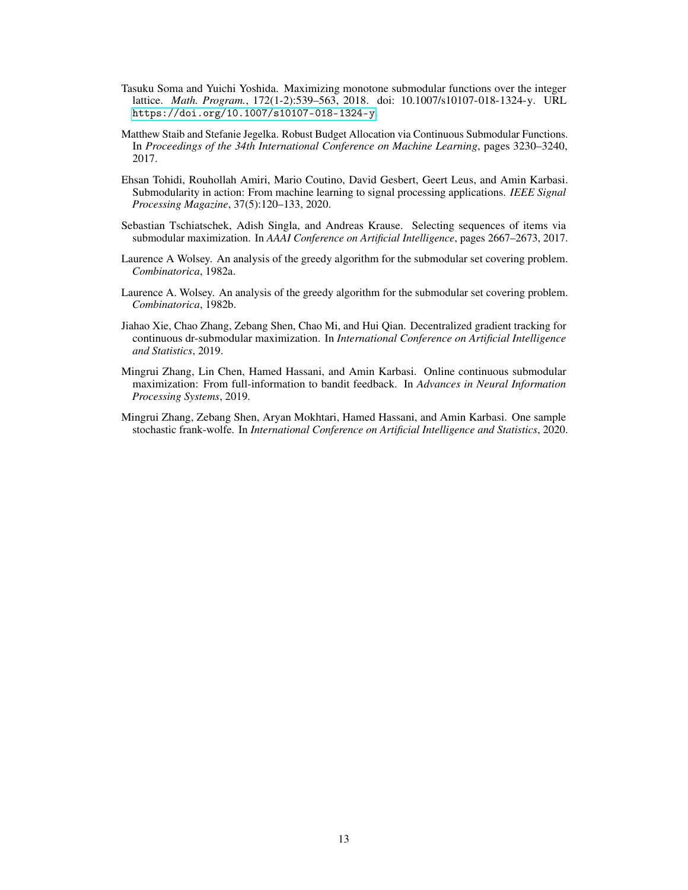Tasuku Soma and Yuichi Yoshida. Maximizing monotone submodular functions over the integer lattice. *Math. Program.*, 172(1-2):539–563, 2018. doi: 10.1007/s10107-018-1324-y. URL https://doi.org/10.1007/s10107-018-1324-y.

Matthew Staib and Stefanie Jegelka. Robust Budget Allocation via Continuous Submodular Functions. In *Proceedings of the 34th International Conference on Machine Learning*, pages 3230–3240, 2017.

Ehsan Tohidi, Rouhollah Amiri, Mario Coutino, David Gesbert, Geert Leus, and Amin Karbasi. Submodularity in action: From machine learning to signal processing applications. *IEEE Signal Processing Magazine*, 37(5):120–133, 2020.

Sebastian Tschiatschek, Adish Singla, and Andreas Krause. Selecting sequences of items via submodular maximization. In *AAAI Conference on Artificial Intelligence*, pages 2667–2673, 2017.

Laurence A Wolsey. An analysis of the greedy algorithm for the submodular set covering problem. *Combinatorica*, 1982a.

Laurence A. Wolsey. An analysis of the greedy algorithm for the submodular set covering problem. *Combinatorica*, 1982b.

Jiahao Xie, Chao Zhang, Zebang Shen, Chao Mi, and Hui Qian. Decentralized gradient tracking for continuous dr-submodular maximization. In *International Conference on Artificial Intelligence and Statistics*, 2019.

Mingrui Zhang, Lin Chen, Hamed Hassani, and Amin Karbasi. Online continuous submodular maximization: From full-information to bandit feedback. In *Advances in Neural Information Processing Systems*, 2019.

Mingrui Zhang, Zebang Shen, Aryan Mokhtari, Hamed Hassani, and Amin Karbasi. One sample stochastic frank-wolfe. In *International Conference on Artificial Intelligence and Statistics*, 2020.